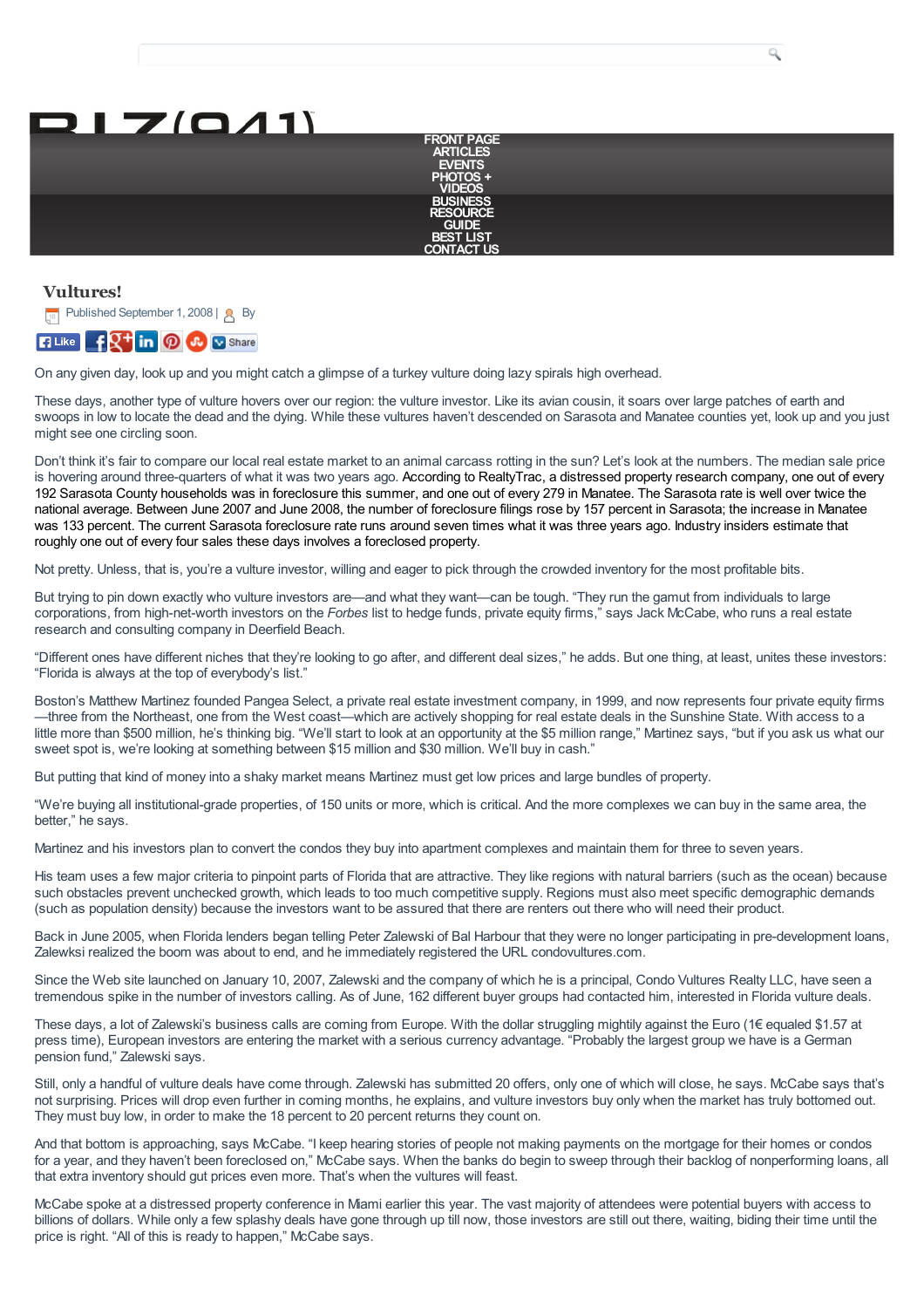# Vultures!

Published September 1, 2008 | By

On any given day, look up and you might catch a glimpse of a turkey vulture doing lazy spirals high overhead.

These days, another type of vulture hovers over our region: the vulture investor. Like its avian cousin, it soars over large patches of earth and swoops in low to locate the dead and the dying. While these vultures haven't descended on Sarasota and Manatee counties yet, look up and you just might see one circling soon.

Don't think it's fair to compare our local real estate market to an animal carcass rotting in the sun? Let's look at the numbers. The median sale price is hovering around three-quarters of what it was two years ago. According to RealtyTrac, a distressed property research company, one out of every 192 Sarasota County households was in foreclosure this summer, and one out of every 279 in Manatee. The Sarasota rate is well over twice the national average. Between June 2007 and June 2008, the number of foreclosure filings rose by 157 percent in Sarasota; the increase in Manatee was 133 percent. The current Sarasota foreclosure rate runs around seven times what it was three years ago. Industry insiders estimate that roughly one out of every four sales these days involves a foreclosed property.

Not pretty. Unless, that is, you're a vulture investor, willing and eager to pick through the crowded inventory for the most profitable bits.

But trying to pin down exactly who vulture investors are—and what they want—can be tough. "They run the gamut from individuals to large corporations, from high-net-worth investors on the *Forbes* list to hedge funds, private equity firms," says Jack McCabe, who runs a real estate research and consulting company in Deerfield Beach.

"Different ones have different niches that they're looking to go after, and different deal sizes," he adds. But one thing, at least, unites these investors: "Florida is always at the top of everybody's list."

Boston's Matthew Martinez founded Pangea Select, a private real estate investment company, in 1999, and now represents four private equity firms—three from the Northeast, one from the West coast—which are actively shopping for real estate deals in the Sunshine State. With access to a little more than $500 million, he's thinking big. "We'll start to look at an opportunity at the $5 million range," Martinez says, "but if you ask us what our sweet spot is, we're looking at something between $15 million and $30 million. We'll buy in cash."

But putting that kind of money into a shaky market means Martinez must get low prices and large bundles of property.

"We're buying all institutional-grade properties, of 150 units or more, which is critical. And the more complexes we can buy in the same area, the better," he says.

Martinez and his investors plan to convert the condos they buy into apartment complexes and maintain them for three to seven years.

His team uses a few major criteria to pinpoint parts of Florida that are attractive. They like regions with natural barriers (such as the ocean) because such obstacles prevent unchecked growth, which leads to too much competitive supply. Regions must also meet specific demographic demands (such as population density) because the investors want to be assured that there are renters out there who will need their product.

Back in June 2005, when Florida lenders began telling Peter Zalewski of Bal Harbour that they were no longer participating in pre-development loans, Zalewksi realized the boom was about to end, and he immediately registered the URL condovultures.com.

Since the Web site launched on January 10, 2007, Zalewski and the company of which he is a principal, Condo Vultures Realty LLC, have seen a tremendous spike in the number of investors calling. As of June, 162 different buyer groups had contacted him, interested in Florida vulture deals.

These days, a lot of Zalewski's business calls are coming from Europe. With the dollar struggling mightily against the Euro (1€ equaled $1.57 at press time), European investors are entering the market with a serious currency advantage. "Probably the largest group we have is a German pension fund," Zalewski says.

Still, only a handful of vulture deals have come through. Zalewski has submitted 20 offers, only one of which will close, he says. McCabe says that's not surprising. Prices will drop even further in coming months, he explains, and vulture investors buy only when the market has truly bottomed out. They must buy low, in order to make the 18 percent to 20 percent returns they count on.

And that bottom is approaching, says McCabe. "I keep hearing stories of people not making payments on the mortgage for their homes or condos for a year, and they haven't been foreclosed on," McCabe says. When the banks do begin to sweep through their backlog of nonperforming loans, all that extra inventory should gut prices even more. That's when the vultures will feast.

McCabe spoke at a distressed property conference in Miami earlier this year. The vast majority of attendees were potential buyers with access to billions of dollars. While only a few splashy deals have gone through up till now, those investors are still out there, waiting, biding their time until the price is right. "All of this is ready to happen," McCabe says.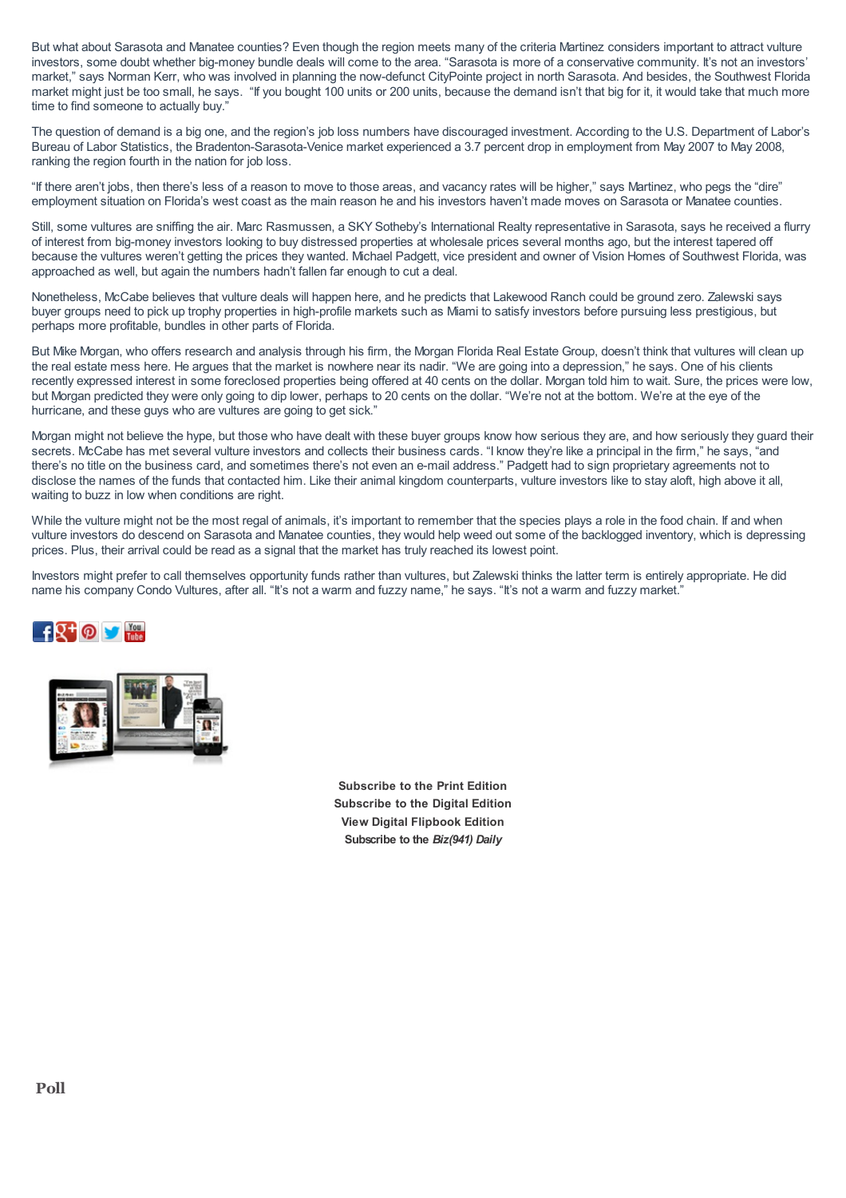But what about Sarasota and Manatee counties? Even though the region meets many of the criteria Martinez considers important to attract vulture investors, some doubt whether big-money bundle deals will come to the area. “Sarasota is more of a conservative community. It’s not an investors’ market,” says Norman Kerr, who was involved in planning the now-defunct CityPointe project in north Sarasota. And besides, the Southwest Florida market might just be too small, he says. “If you bought 100 units or 200 units, because the demand isn’t that big for it, it would take that much more time to find someone to actually buy.”

The question of demand is a big one, and the region’s job loss numbers have discouraged investment. According to the U.S. Department of Labor’s Bureau of Labor Statistics, the Bradenton-Sarasota-Venice market experienced a 3.7 percent drop in employment from May 2007 to May 2008, ranking the region fourth in the nation for job loss.

“If there aren’t jobs, then there’s less of a reason to move to those areas, and vacancy rates will be higher,” says Martinez, who pegs the “dire” employment situation on Florida’s west coast as the main reason he and his investors haven’t made moves on Sarasota or Manatee counties.

Still, some vultures are sniffing the air. Marc Rasmussen, a SKY Sotheby’s International Realty representative in Sarasota, says he received a flurry of interest from big-money investors looking to buy distressed properties at wholesale prices several months ago, but the interest tapered off because the vultures weren’t getting the prices they wanted. Michael Padgett, vice president and owner of Vision Homes of Southwest Florida, was approached as well, but again the numbers hadn’t fallen far enough to cut a deal.

Nonetheless, McCabe believes that vulture deals will happen here, and he predicts that Lakewood Ranch could be ground zero. Zalewski says buyer groups need to pick up trophy properties in high-profile markets such as Miami to satisfy investors before pursuing less prestigious, but perhaps more profitable, bundles in other parts of Florida.

But Mike Morgan, who offers research and analysis through his firm, the Morgan Florida Real Estate Group, doesn’t think that vultures will clean up the real estate mess here. He argues that the market is nowhere near its nadir. “We are going into a depression,” he says. One of his clients recently expressed interest in some foreclosed properties being offered at 40 cents on the dollar. Morgan told him to wait. Sure, the prices were low, but Morgan predicted they were only going to dip lower, perhaps to 20 cents on the dollar. “We’re not at the bottom. We’re at the eye of the hurricane, and these guys who are vultures are going to get sick.”

Morgan might not believe the hype, but those who have dealt with these buyer groups know how serious they are, and how seriously they guard their secrets. McCabe has met several vulture investors and collects their business cards. “I know they’re like a principal in the firm,” he says, “and there’s no title on the business card, and sometimes there’s not even an e-mail address.” Padgett had to sign proprietary agreements not to disclose the names of the funds that contacted him. Like their animal kingdom counterparts, vulture investors like to stay aloft, high above it all, waiting to buzz in low when conditions are right.

While the vulture might not be the most regal of animals, it’s important to remember that the species plays a role in the food chain. If and when vulture investors do descend on Sarasota and Manatee counties, they would help weed out some of the backlogged inventory, which is depressing prices. Plus, their arrival could be read as a signal that the market has truly reached its lowest point.

Investors might prefer to call themselves opportunity funds rather than vultures, but Zalewski thinks the latter term is entirely appropriate. He did name his company Condo Vultures, after all. “It’s not a warm and fuzzy name,” he says. “It’s not a warm and fuzzy market.”

**Subscribe to the Print Edition**
**Subscribe to the Digital Edition**
**View Digital Flipbook Edition**
**Subscribe to the *Biz(941) Daily***

**Poll**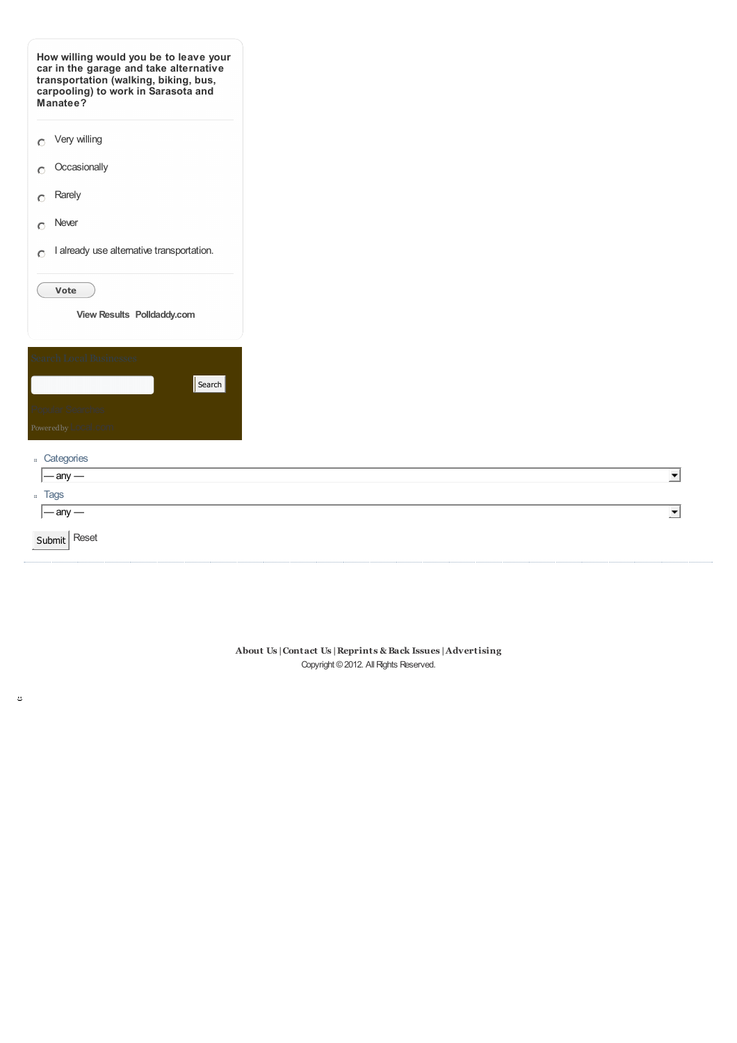**How willing would you be to leave your car in the garage and take alternative transportation (walking, biking, bus, carpooling) to work in Sarasota and Manatee?**

- Very willing
- Occasionally
- Rarely
- Never
- I already use alternative transportation.

Vote

View Results Polldaddy.com

Search

Powered by

- Categories

— any —

- Tags

— any —

Submit Reset

**About Us | Contact Us | Reprints & Back Issues | Advertising**

Copyright © 2012. All Rights Reserved.